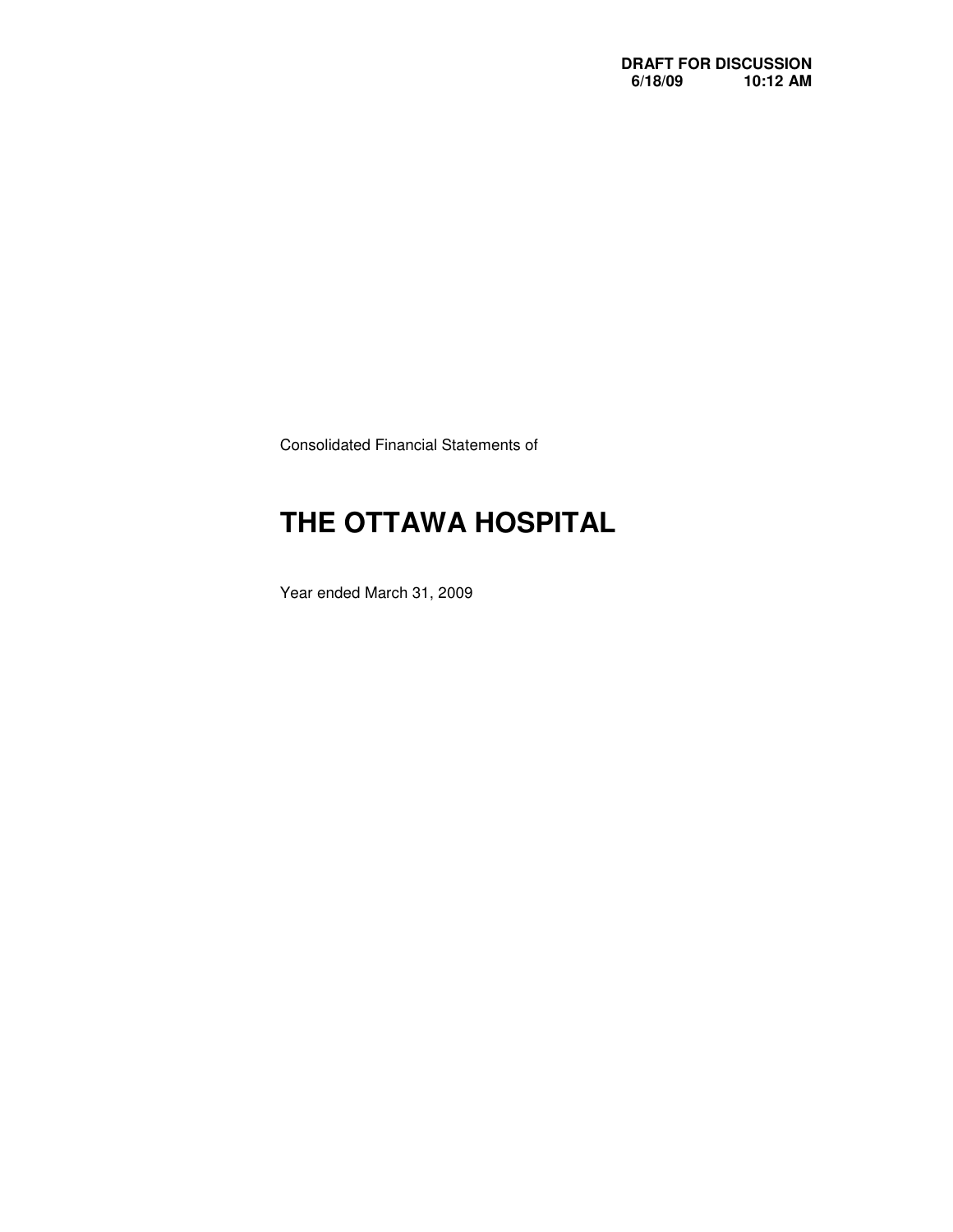**DRAFT FOR DISCUSSION**
**6/18/09 10:12 AM**

Consolidated Financial Statements of

# THE OTTAWA HOSPITAL

Year ended March 31, 2009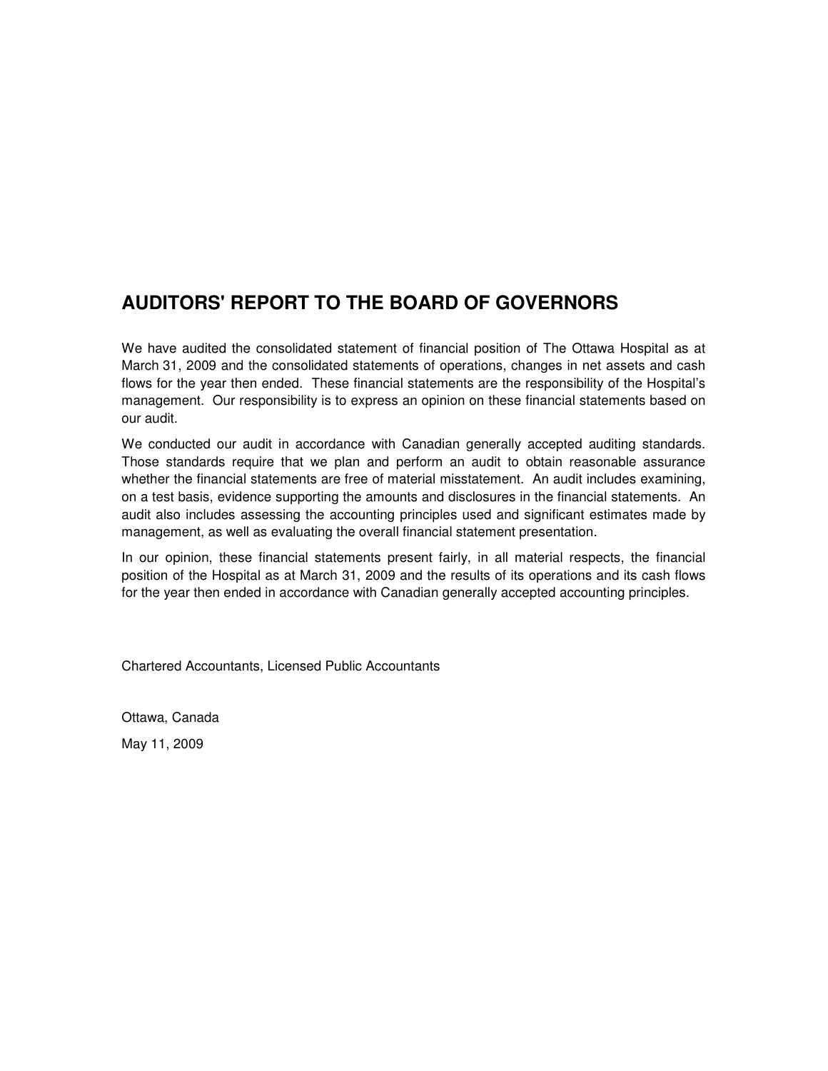## AUDITORS' REPORT TO THE BOARD OF GOVERNORS

We have audited the consolidated statement of financial position of The Ottawa Hospital as at March 31, 2009 and the consolidated statements of operations, changes in net assets and cash flows for the year then ended. These financial statements are the responsibility of the Hospital's management. Our responsibility is to express an opinion on these financial statements based on our audit.

We conducted our audit in accordance with Canadian generally accepted auditing standards. Those standards require that we plan and perform an audit to obtain reasonable assurance whether the financial statements are free of material misstatement. An audit includes examining, on a test basis, evidence supporting the amounts and disclosures in the financial statements. An audit also includes assessing the accounting principles used and significant estimates made by management, as well as evaluating the overall financial statement presentation.

In our opinion, these financial statements present fairly, in all material respects, the financial position of the Hospital as at March 31, 2009 and the results of its operations and its cash flows for the year then ended in accordance with Canadian generally accepted accounting principles.

Chartered Accountants, Licensed Public Accountants

Ottawa, Canada

May 11, 2009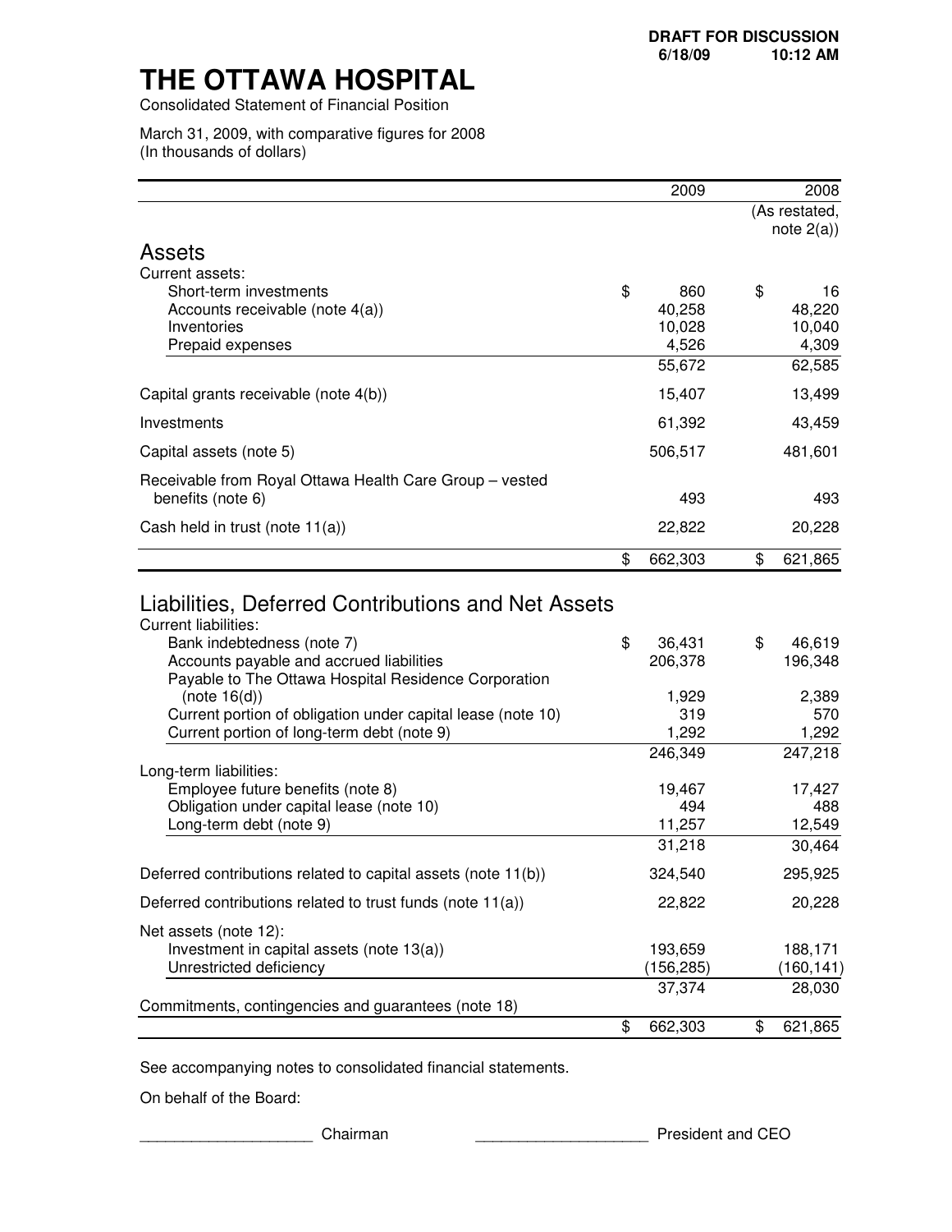DRAFT FOR DISCUSSION
6/18/09 10:12 AM

# THE OTTAWA HOSPITAL

Consolidated Statement of Financial Position

March 31, 2009, with comparative figures for 2008
(In thousands of dollars)

| | 2009 | 2008 (As restated, note 2(a)) |
|---|---|---|
| **Assets** | | |
| Current assets: | | |
| Short-term investments | $ 860 | $ 16 |
| Accounts receivable (note 4(a)) | 40,258 | 48,220 |
| Inventories | 10,028 | 10,040 |
| Prepaid expenses | 4,526 | 4,309 |
| | 55,672 | 62,585 |
| Capital grants receivable (note 4(b)) | 15,407 | 13,499 |
| Investments | 61,392 | 43,459 |
| Capital assets (note 5) | 506,517 | 481,601 |
| Receivable from Royal Ottawa Health Care Group – vested benefits (note 6) | 493 | 493 |
| Cash held in trust (note 11(a)) | 22,822 | 20,228 |
| | $ 662,303 | $ 621,865 |
| **Liabilities, Deferred Contributions and Net Assets** | | |
| Current liabilities: | | |
| Bank indebtedness (note 7) | $ 36,431 | $ 46,619 |
| Accounts payable and accrued liabilities | 206,378 | 196,348 |
| Payable to The Ottawa Hospital Residence Corporation (note 16(d)) | 1,929 | 2,389 |
| Current portion of obligation under capital lease (note 10) | 319 | 570 |
| Current portion of long-term debt (note 9) | 1,292 | 1,292 |
| | 246,349 | 247,218 |
| Long-term liabilities: | | |
| Employee future benefits (note 8) | 19,467 | 17,427 |
| Obligation under capital lease (note 10) | 494 | 488 |
| Long-term debt (note 9) | 11,257 | 12,549 |
| | 31,218 | 30,464 |
| Deferred contributions related to capital assets (note 11(b)) | 324,540 | 295,925 |
| Deferred contributions related to trust funds (note 11(a)) | 22,822 | 20,228 |
| Net assets (note 12): | | |
| Investment in capital assets (note 13(a)) | 193,659 | 188,171 |
| Unrestricted deficiency | (156,285) | (160,141) |
| | 37,374 | 28,030 |
| Commitments, contingencies and guarantees (note 18) | | |
| | $ 662,303 | $ 621,865 |

See accompanying notes to consolidated financial statements.

On behalf of the Board:

____________________ Chairman ____________________ President and CEO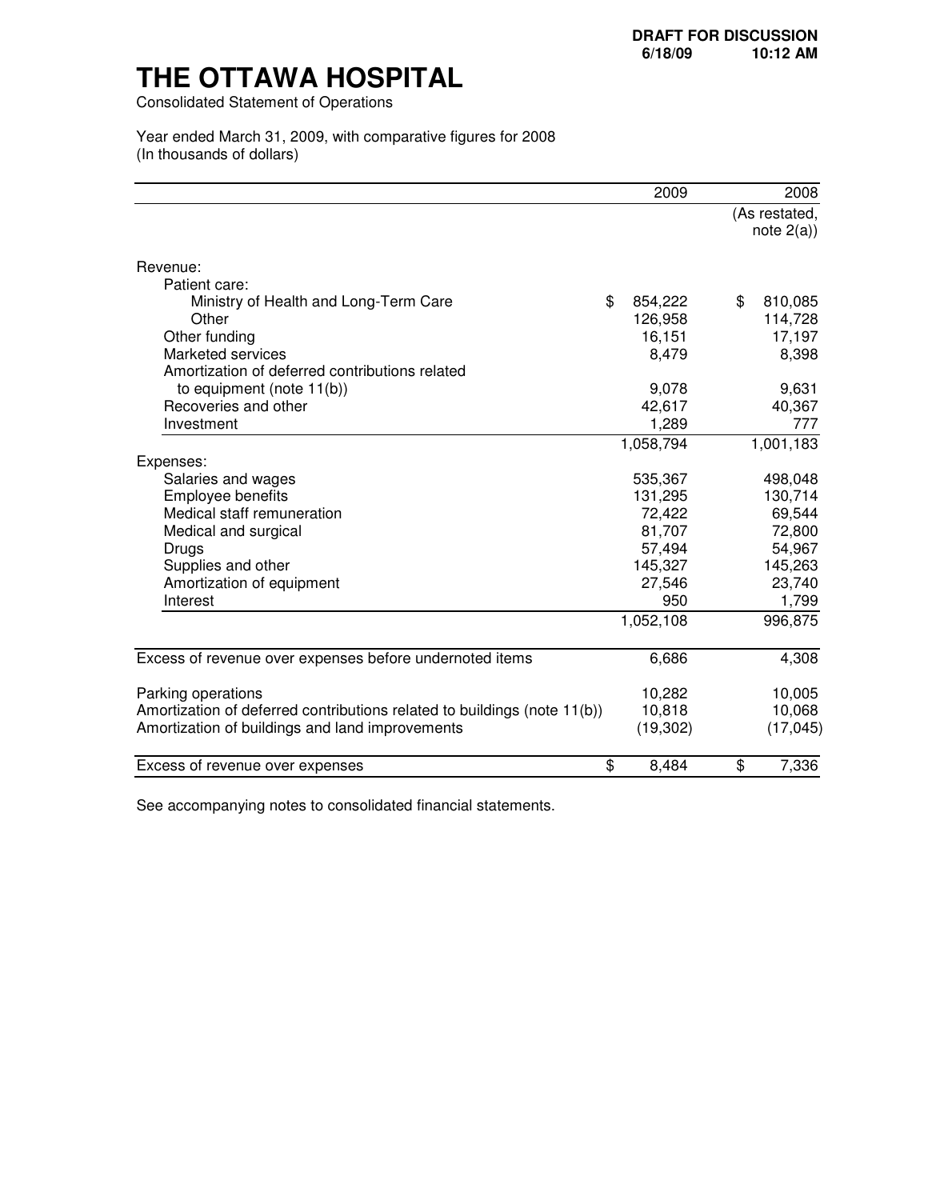DRAFT FOR DISCUSSION
6/18/09 10:12 AM

# THE OTTAWA HOSPITAL

Consolidated Statement of Operations

Year ended March 31, 2009, with comparative figures for 2008
(In thousands of dollars)

| | 2009 | 2008 |
|---|---|---|
| | | (As restated, note 2(a)) |
| Revenue: | | |
| Patient care: | | |
| Ministry of Health and Long-Term Care | $ 854,222 | $ 810,085 |
| Other | 126,958 | 114,728 |
| Other funding | 16,151 | 17,197 |
| Marketed services | 8,479 | 8,398 |
| Amortization of deferred contributions related to equipment (note 11(b)) | 9,078 | 9,631 |
| Recoveries and other | 42,617 | 40,367 |
| Investment | 1,289 | 777 |
| | 1,058,794 | 1,001,183 |
| Expenses: | | |
| Salaries and wages | 535,367 | 498,048 |
| Employee benefits | 131,295 | 130,714 |
| Medical staff remuneration | 72,422 | 69,544 |
| Medical and surgical | 81,707 | 72,800 |
| Drugs | 57,494 | 54,967 |
| Supplies and other | 145,327 | 145,263 |
| Amortization of equipment | 27,546 | 23,740 |
| Interest | 950 | 1,799 |
| | 1,052,108 | 996,875 |
| Excess of revenue over expenses before undernoted items | 6,686 | 4,308 |
| Parking operations | 10,282 | 10,005 |
| Amortization of deferred contributions related to buildings (note 11(b)) | 10,818 | 10,068 |
| Amortization of buildings and land improvements | (19,302) | (17,045) |
| Excess of revenue over expenses | $ 8,484 | $ 7,336 |

See accompanying notes to consolidated financial statements.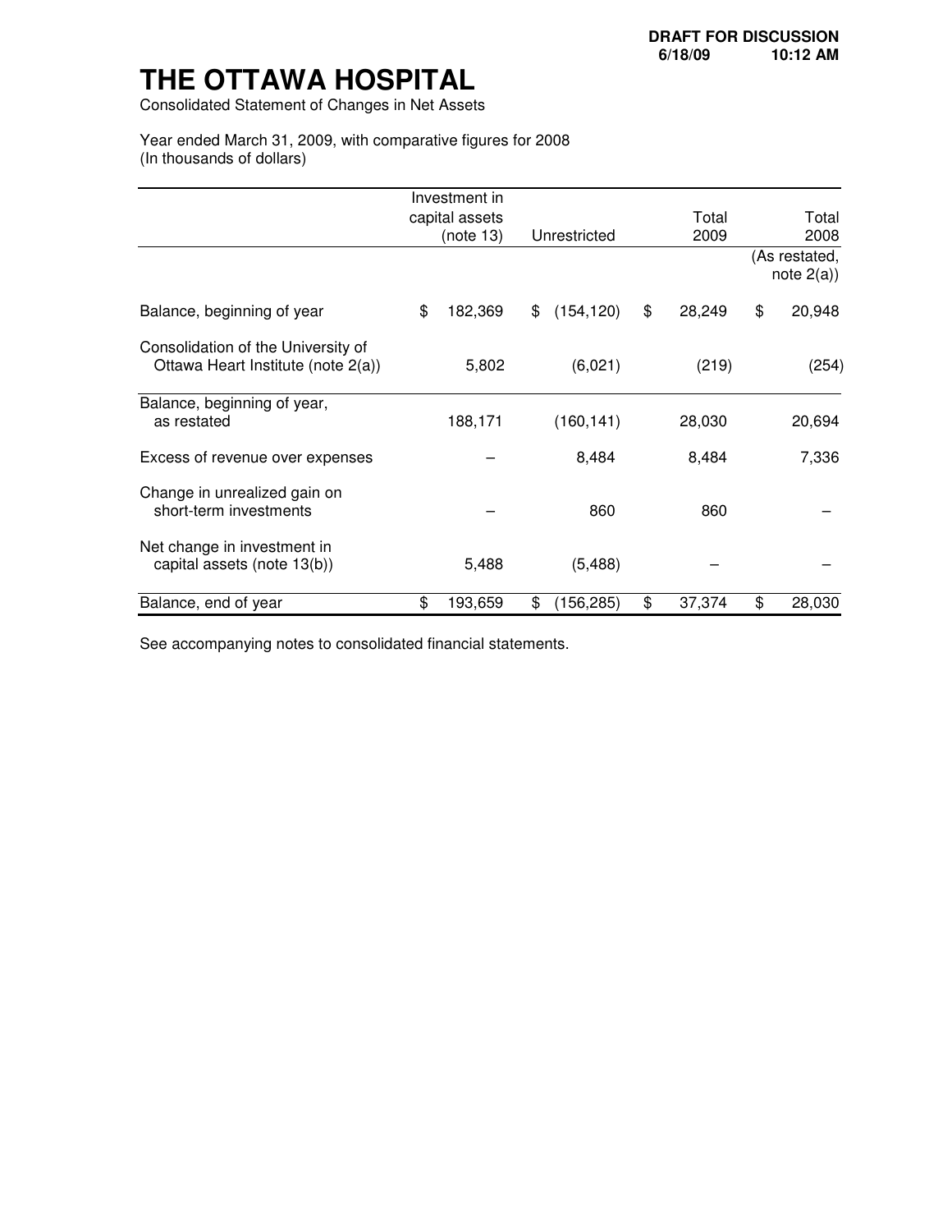DRAFT FOR DISCUSSION
6/18/09 10:12 AM

# THE OTTAWA HOSPITAL

Consolidated Statement of Changes in Net Assets

Year ended March 31, 2009, with comparative figures for 2008
(In thousands of dollars)

| | Investment in capital assets (note 13) | Unrestricted | Total 2009 | Total 2008 (As restated, note 2(a)) |
|---|---|---|---|---|
| Balance, beginning of year | $ 182,369 | $ (154,120) | $ 28,249 | $ 20,948 |
| Consolidation of the University of Ottawa Heart Institute (note 2(a)) | 5,802 | (6,021) | (219) | (254) |
| Balance, beginning of year, as restated | 188,171 | (160,141) | 28,030 | 20,694 |
| Excess of revenue over expenses | – | 8,484 | 8,484 | 7,336 |
| Change in unrealized gain on short-term investments | – | 860 | 860 | – |
| Net change in investment in capital assets (note 13(b)) | 5,488 | (5,488) | – | – |
| Balance, end of year | $ 193,659 | $ (156,285) | $ 37,374 | $ 28,030 |

See accompanying notes to consolidated financial statements.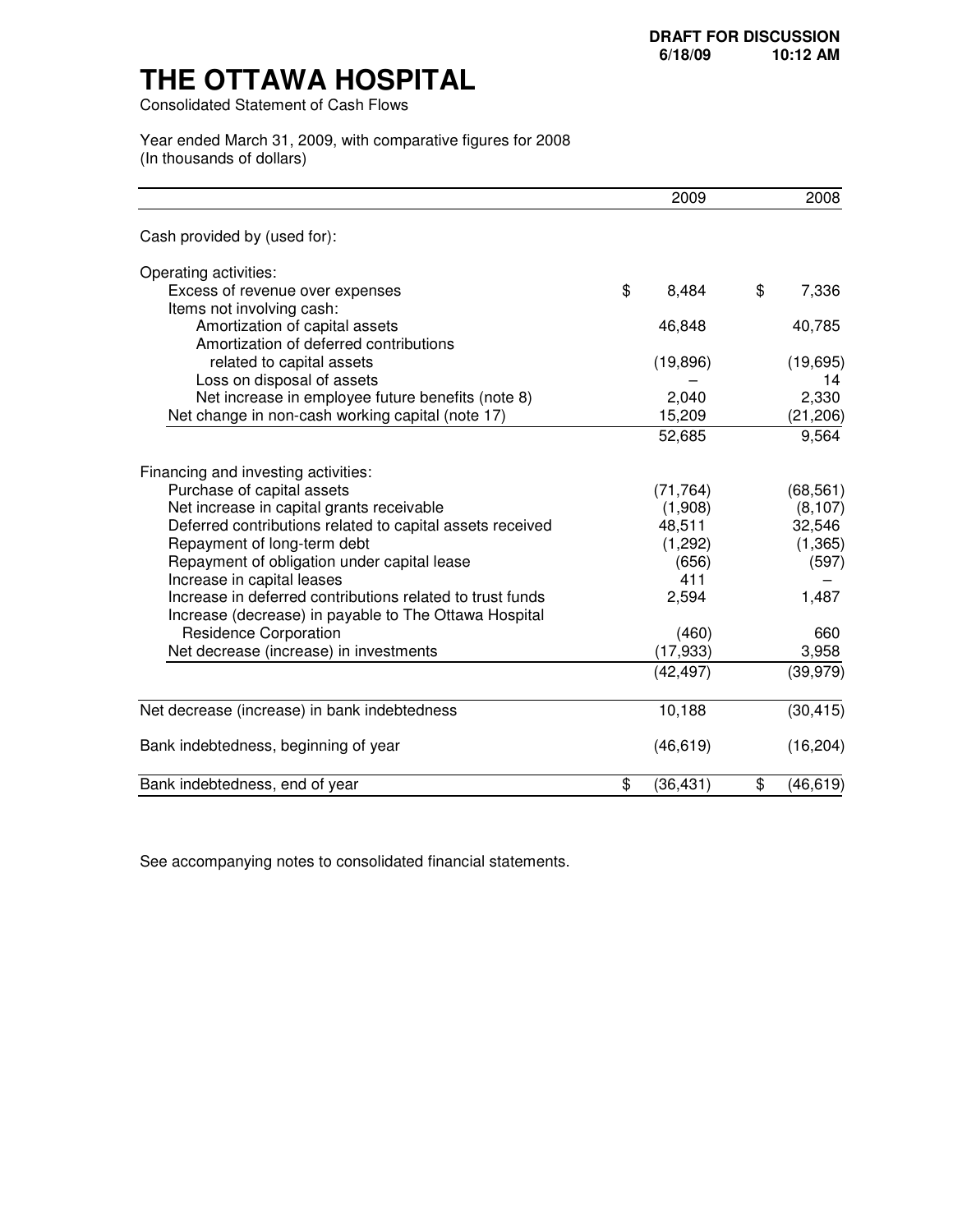DRAFT FOR DISCUSSION
6/18/09 10:12 AM

# THE OTTAWA HOSPITAL

Consolidated Statement of Cash Flows

Year ended March 31, 2009, with comparative figures for 2008
(In thousands of dollars)

| | 2009 | 2008 |
|---|---|---|
| Cash provided by (used for): | | |
| Operating activities: | | |
| Excess of revenue over expenses | $ 8,484 | $ 7,336 |
| Items not involving cash: | | |
| Amortization of capital assets | 46,848 | 40,785 |
| Amortization of deferred contributions related to capital assets | (19,896) | (19,695) |
| Loss on disposal of assets | – | 14 |
| Net increase in employee future benefits (note 8) | 2,040 | 2,330 |
| Net change in non-cash working capital (note 17) | 15,209 | (21,206) |
| | 52,685 | 9,564 |
| Financing and investing activities: | | |
| Purchase of capital assets | (71,764) | (68,561) |
| Net increase in capital grants receivable | (1,908) | (8,107) |
| Deferred contributions related to capital assets received | 48,511 | 32,546 |
| Repayment of long-term debt | (1,292) | (1,365) |
| Repayment of obligation under capital lease | (656) | (597) |
| Increase in capital leases | 411 | – |
| Increase in deferred contributions related to trust funds | 2,594 | 1,487 |
| Increase (decrease) in payable to The Ottawa Hospital Residence Corporation | (460) | 660 |
| Net decrease (increase) in investments | (17,933) | 3,958 |
| | (42,497) | (39,979) |
| Net decrease (increase) in bank indebtedness | 10,188 | (30,415) |
| Bank indebtedness, beginning of year | (46,619) | (16,204) |
| Bank indebtedness, end of year | $ (36,431) | $ (46,619) |

See accompanying notes to consolidated financial statements.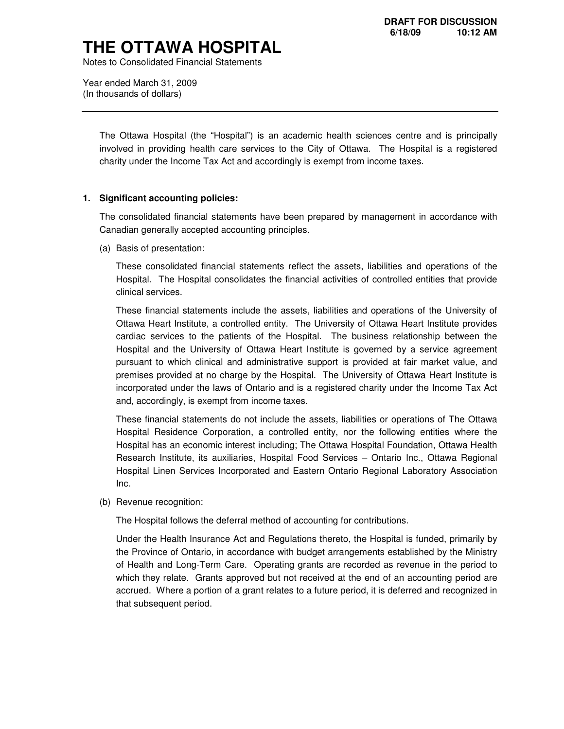# THE OTTAWA HOSPITAL

Notes to Consolidated Financial Statements

Year ended March 31, 2009
(In thousands of dollars)

---

The Ottawa Hospital (the "Hospital") is an academic health sciences centre and is principally involved in providing health care services to the City of Ottawa. The Hospital is a registered charity under the Income Tax Act and accordingly is exempt from income taxes.

## 1. Significant accounting policies:

The consolidated financial statements have been prepared by management in accordance with Canadian generally accepted accounting principles.

(a) Basis of presentation:

These consolidated financial statements reflect the assets, liabilities and operations of the Hospital. The Hospital consolidates the financial activities of controlled entities that provide clinical services.

These financial statements include the assets, liabilities and operations of the University of Ottawa Heart Institute, a controlled entity. The University of Ottawa Heart Institute provides cardiac services to the patients of the Hospital. The business relationship between the Hospital and the University of Ottawa Heart Institute is governed by a service agreement pursuant to which clinical and administrative support is provided at fair market value, and premises provided at no charge by the Hospital. The University of Ottawa Heart Institute is incorporated under the laws of Ontario and is a registered charity under the Income Tax Act and, accordingly, is exempt from income taxes.

These financial statements do not include the assets, liabilities or operations of The Ottawa Hospital Residence Corporation, a controlled entity, nor the following entities where the Hospital has an economic interest including; The Ottawa Hospital Foundation, Ottawa Health Research Institute, its auxiliaries, Hospital Food Services – Ontario Inc., Ottawa Regional Hospital Linen Services Incorporated and Eastern Ontario Regional Laboratory Association Inc.

(b) Revenue recognition:

The Hospital follows the deferral method of accounting for contributions.

Under the Health Insurance Act and Regulations thereto, the Hospital is funded, primarily by the Province of Ontario, in accordance with budget arrangements established by the Ministry of Health and Long-Term Care. Operating grants are recorded as revenue in the period to which they relate. Grants approved but not received at the end of an accounting period are accrued. Where a portion of a grant relates to a future period, it is deferred and recognized in that subsequent period.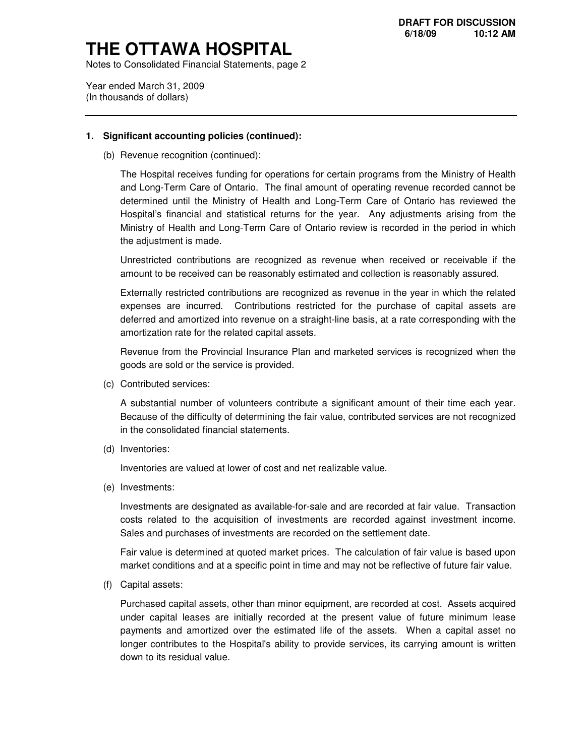## 1. Significant accounting policies (continued):

(b) Revenue recognition (continued):

The Hospital receives funding for operations for certain programs from the Ministry of Health and Long-Term Care of Ontario. The final amount of operating revenue recorded cannot be determined until the Ministry of Health and Long-Term Care of Ontario has reviewed the Hospital's financial and statistical returns for the year. Any adjustments arising from the Ministry of Health and Long-Term Care of Ontario review is recorded in the period in which the adjustment is made.

Unrestricted contributions are recognized as revenue when received or receivable if the amount to be received can be reasonably estimated and collection is reasonably assured.

Externally restricted contributions are recognized as revenue in the year in which the related expenses are incurred. Contributions restricted for the purchase of capital assets are deferred and amortized into revenue on a straight-line basis, at a rate corresponding with the amortization rate for the related capital assets.

Revenue from the Provincial Insurance Plan and marketed services is recognized when the goods are sold or the service is provided.

(c) Contributed services:

A substantial number of volunteers contribute a significant amount of their time each year. Because of the difficulty of determining the fair value, contributed services are not recognized in the consolidated financial statements.

(d) Inventories:

Inventories are valued at lower of cost and net realizable value.

(e) Investments:

Investments are designated as available-for-sale and are recorded at fair value. Transaction costs related to the acquisition of investments are recorded against investment income. Sales and purchases of investments are recorded on the settlement date.

Fair value is determined at quoted market prices. The calculation of fair value is based upon market conditions and at a specific point in time and may not be reflective of future fair value.

(f) Capital assets:

Purchased capital assets, other than minor equipment, are recorded at cost. Assets acquired under capital leases are initially recorded at the present value of future minimum lease payments and amortized over the estimated life of the assets. When a capital asset no longer contributes to the Hospital's ability to provide services, its carrying amount is written down to its residual value.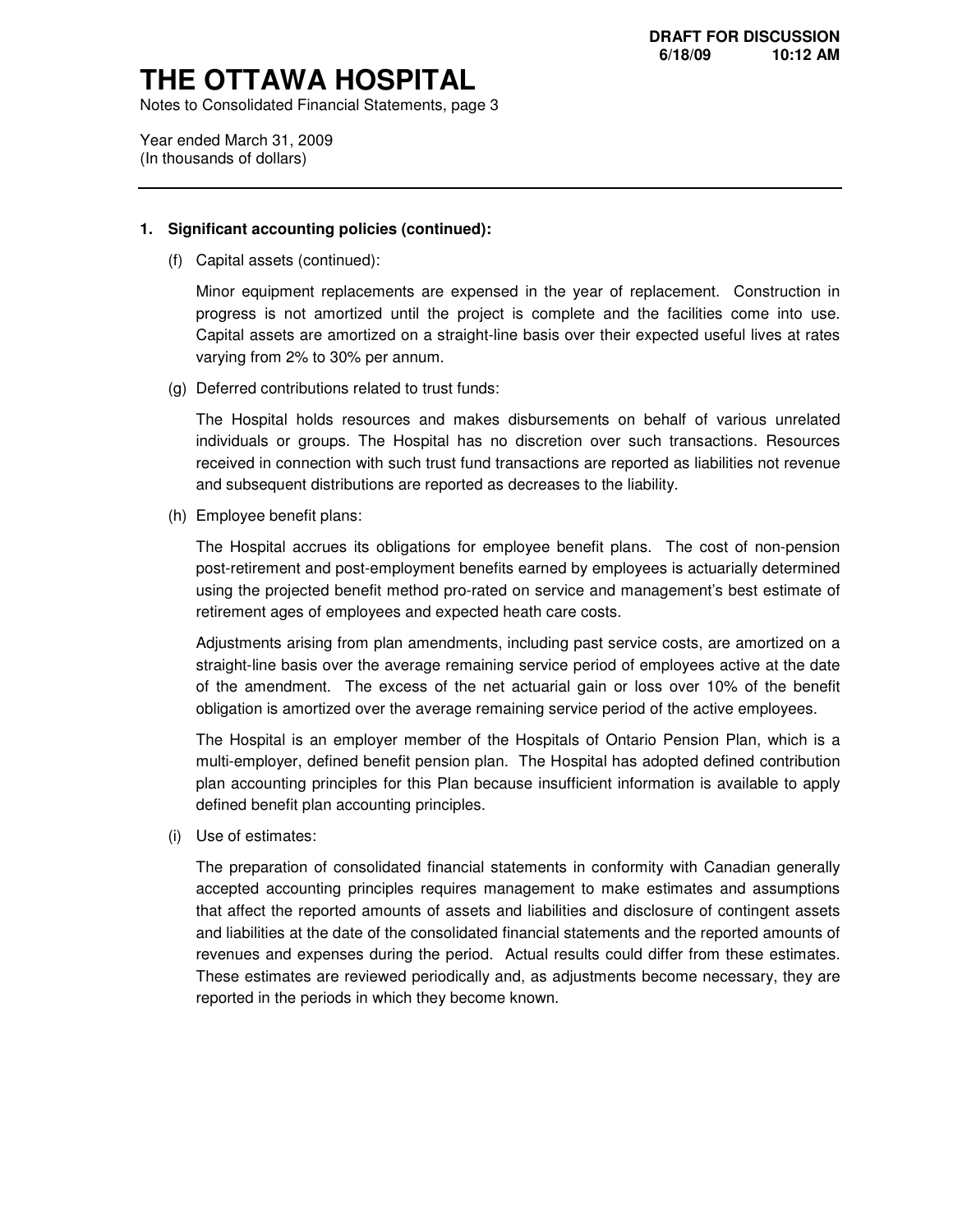# THE OTTAWA HOSPITAL

Notes to Consolidated Financial Statements, page 3

Year ended March 31, 2009
(In thousands of dollars)

---

**1. Significant accounting policies (continued):**

(f) Capital assets (continued):

Minor equipment replacements are expensed in the year of replacement. Construction in progress is not amortized until the project is complete and the facilities come into use. Capital assets are amortized on a straight-line basis over their expected useful lives at rates varying from 2% to 30% per annum.

(g) Deferred contributions related to trust funds:

The Hospital holds resources and makes disbursements on behalf of various unrelated individuals or groups. The Hospital has no discretion over such transactions. Resources received in connection with such trust fund transactions are reported as liabilities not revenue and subsequent distributions are reported as decreases to the liability.

(h) Employee benefit plans:

The Hospital accrues its obligations for employee benefit plans. The cost of non-pension post-retirement and post-employment benefits earned by employees is actuarially determined using the projected benefit method pro-rated on service and management's best estimate of retirement ages of employees and expected heath care costs.

Adjustments arising from plan amendments, including past service costs, are amortized on a straight-line basis over the average remaining service period of employees active at the date of the amendment. The excess of the net actuarial gain or loss over 10% of the benefit obligation is amortized over the average remaining service period of the active employees.

The Hospital is an employer member of the Hospitals of Ontario Pension Plan, which is a multi-employer, defined benefit pension plan. The Hospital has adopted defined contribution plan accounting principles for this Plan because insufficient information is available to apply defined benefit plan accounting principles.

(i) Use of estimates:

The preparation of consolidated financial statements in conformity with Canadian generally accepted accounting principles requires management to make estimates and assumptions that affect the reported amounts of assets and liabilities and disclosure of contingent assets and liabilities at the date of the consolidated financial statements and the reported amounts of revenues and expenses during the period. Actual results could differ from these estimates. These estimates are reviewed periodically and, as adjustments become necessary, they are reported in the periods in which they become known.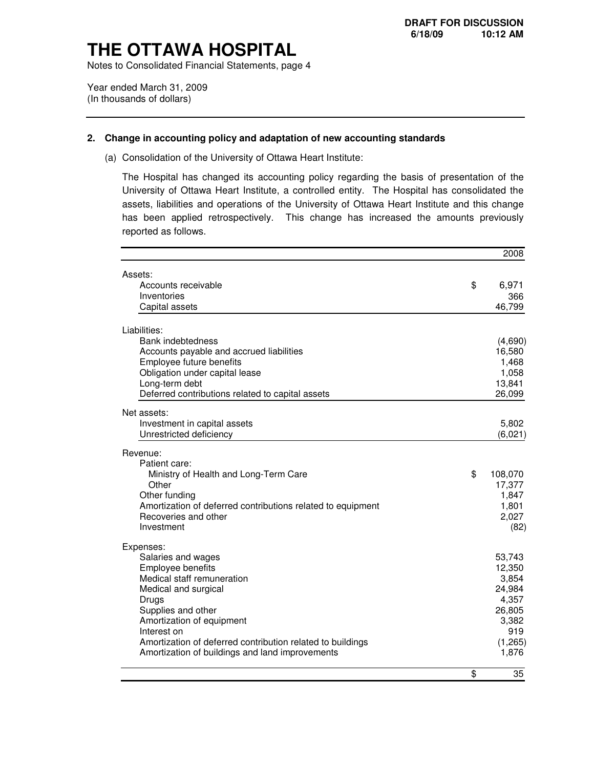# THE OTTAWA HOSPITAL

Notes to Consolidated Financial Statements, page 4

Year ended March 31, 2009
(In thousands of dollars)

## 2. Change in accounting policy and adaptation of new accounting standards

(a) Consolidation of the University of Ottawa Heart Institute:

The Hospital has changed its accounting policy regarding the basis of presentation of the University of Ottawa Heart Institute, a controlled entity. The Hospital has consolidated the assets, liabilities and operations of the University of Ottawa Heart Institute and this change has been applied retrospectively. This change has increased the amounts previously reported as follows.

| | 2008 |
|---|---|
| **Assets:** | |
| Accounts receivable | $ 6,971 |
| Inventories | 366 |
| Capital assets | 46,799 |
| **Liabilities:** | |
| Bank indebtedness | (4,690) |
| Accounts payable and accrued liabilities | 16,580 |
| Employee future benefits | 1,468 |
| Obligation under capital lease | 1,058 |
| Long-term debt | 13,841 |
| Deferred contributions related to capital assets | 26,099 |
| **Net assets:** | |
| Investment in capital assets | 5,802 |
| Unrestricted deficiency | (6,021) |
| **Revenue:** | |
| Patient care: | |
| Ministry of Health and Long-Term Care | $ 108,070 |
| Other | 17,377 |
| Other funding | 1,847 |
| Amortization of deferred contributions related to equipment | 1,801 |
| Recoveries and other | 2,027 |
| Investment | (82) |
| **Expenses:** | |
| Salaries and wages | 53,743 |
| Employee benefits | 12,350 |
| Medical staff remuneration | 3,854 |
| Medical and surgical | 24,984 |
| Drugs | 4,357 |
| Supplies and other | 26,805 |
| Amortization of equipment | 3,382 |
| Interest on | 919 |
| Amortization of deferred contribution related to buildings | (1,265) |
| Amortization of buildings and land improvements | 1,876 |
| | $ 35 |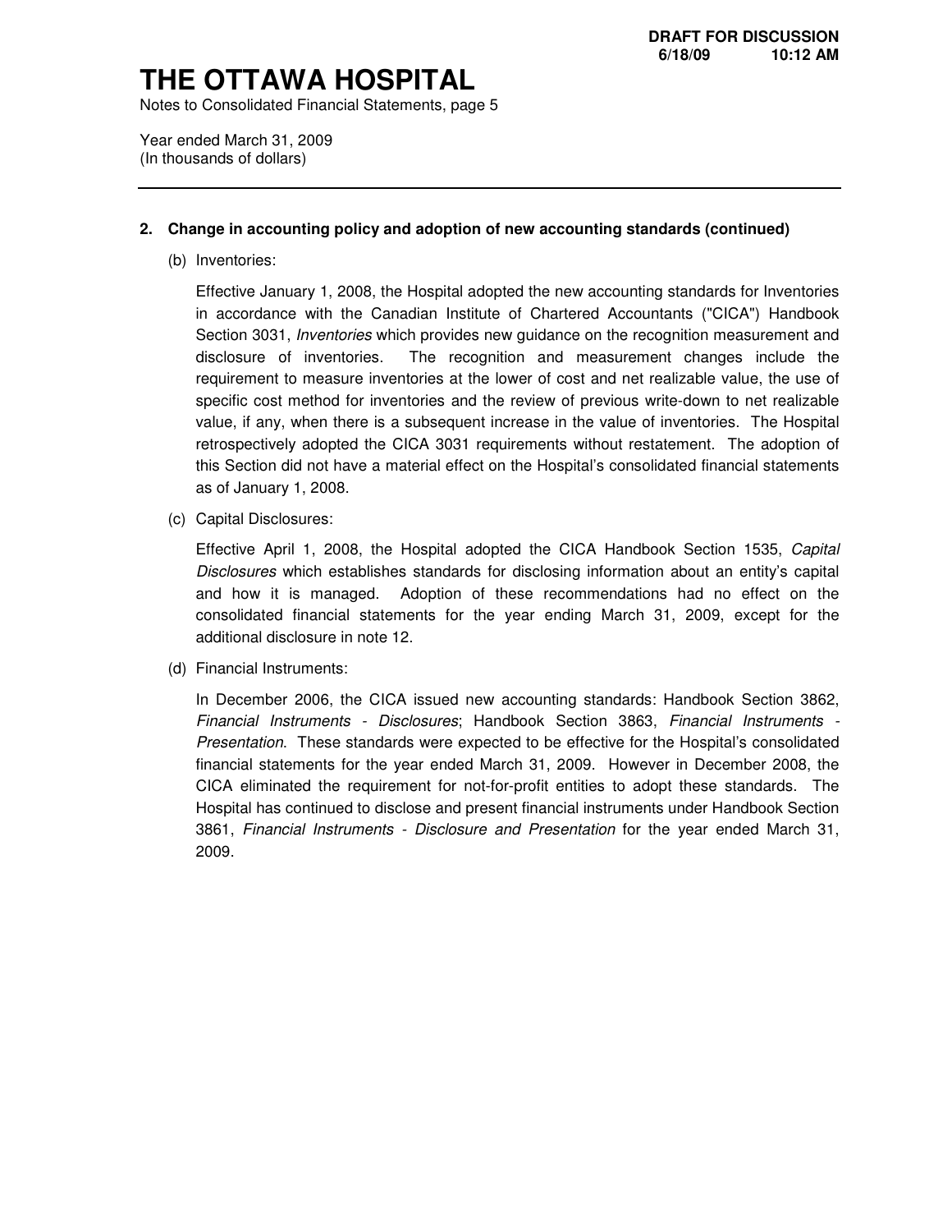## 2. Change in accounting policy and adoption of new accounting standards (continued)

(b) Inventories:

Effective January 1, 2008, the Hospital adopted the new accounting standards for Inventories in accordance with the Canadian Institute of Chartered Accountants ("CICA") Handbook Section 3031, *Inventories* which provides new guidance on the recognition measurement and disclosure of inventories. The recognition and measurement changes include the requirement to measure inventories at the lower of cost and net realizable value, the use of specific cost method for inventories and the review of previous write-down to net realizable value, if any, when there is a subsequent increase in the value of inventories. The Hospital retrospectively adopted the CICA 3031 requirements without restatement. The adoption of this Section did not have a material effect on the Hospital's consolidated financial statements as of January 1, 2008.

(c) Capital Disclosures:

Effective April 1, 2008, the Hospital adopted the CICA Handbook Section 1535, *Capital Disclosures* which establishes standards for disclosing information about an entity's capital and how it is managed. Adoption of these recommendations had no effect on the consolidated financial statements for the year ending March 31, 2009, except for the additional disclosure in note 12.

(d) Financial Instruments:

In December 2006, the CICA issued new accounting standards: Handbook Section 3862, *Financial Instruments - Disclosures*; Handbook Section 3863, *Financial Instruments - Presentation*. These standards were expected to be effective for the Hospital's consolidated financial statements for the year ended March 31, 2009. However in December 2008, the CICA eliminated the requirement for not-for-profit entities to adopt these standards. The Hospital has continued to disclose and present financial instruments under Handbook Section 3861, *Financial Instruments - Disclosure and Presentation* for the year ended March 31, 2009.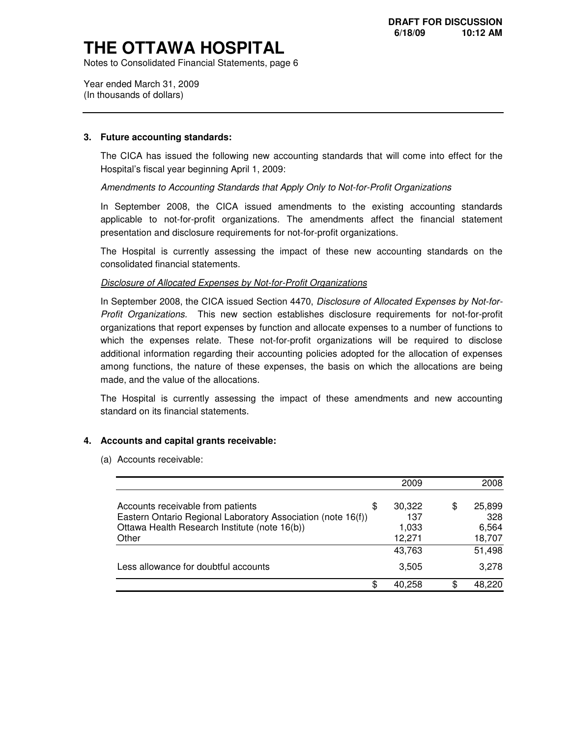# THE OTTAWA HOSPITAL

Notes to Consolidated Financial Statements, page 6

Year ended March 31, 2009
(In thousands of dollars)

---

## 3. Future accounting standards:

The CICA has issued the following new accounting standards that will come into effect for the Hospital's fiscal year beginning April 1, 2009:

*Amendments to Accounting Standards that Apply Only to Not-for-Profit Organizations*

In September 2008, the CICA issued amendments to the existing accounting standards applicable to not-for-profit organizations. The amendments affect the financial statement presentation and disclosure requirements for not-for-profit organizations.

The Hospital is currently assessing the impact of these new accounting standards on the consolidated financial statements.

*Disclosure of Allocated Expenses by Not-for-Profit Organizations*

In September 2008, the CICA issued Section 4470, *Disclosure of Allocated Expenses by Not-for-Profit Organizations*. This new section establishes disclosure requirements for not-for-profit organizations that report expenses by function and allocate expenses to a number of functions to which the expenses relate. These not-for-profit organizations will be required to disclose additional information regarding their accounting policies adopted for the allocation of expenses among functions, the nature of these expenses, the basis on which the allocations are being made, and the value of the allocations.

The Hospital is currently assessing the impact of these amendments and new accounting standard on its financial statements.

## 4. Accounts and capital grants receivable:

(a) Accounts receivable:

| | 2009 | 2008 |
|---|---|---|
| Accounts receivable from patients | $ 30,322 | $ 25,899 |
| Eastern Ontario Regional Laboratory Association (note 16(f)) | 137 | 328 |
| Ottawa Health Research Institute (note 16(b)) | 1,033 | 6,564 |
| Other | 12,271 | 18,707 |
| | 43,763 | 51,498 |
| Less allowance for doubtful accounts | 3,505 | 3,278 |
| | $ 40,258 | $ 48,220 |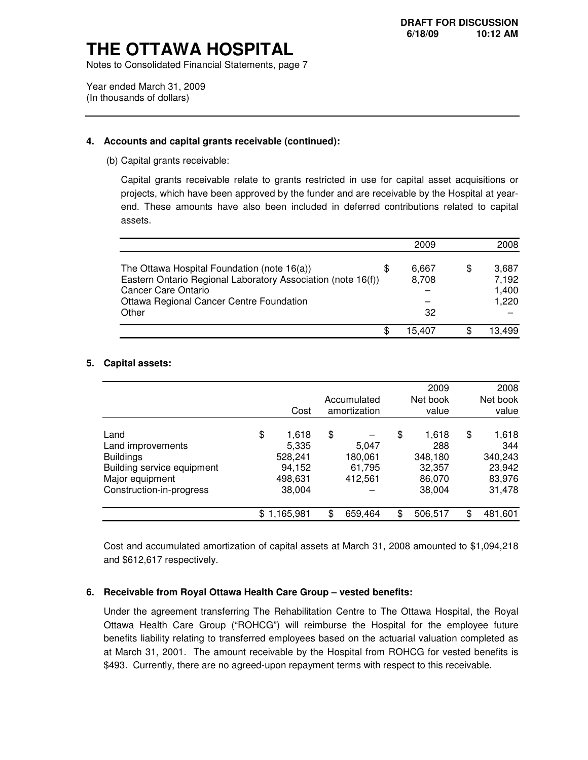# THE OTTAWA HOSPITAL

Notes to Consolidated Financial Statements, page 7

Year ended March 31, 2009
(In thousands of dollars)

## 4. Accounts and capital grants receivable (continued):

(b) Capital grants receivable:

Capital grants receivable relate to grants restricted in use for capital asset acquisitions or projects, which have been approved by the funder and are receivable by the Hospital at year-end. These amounts have also been included in deferred contributions related to capital assets.

| | 2009 | 2008 |
|---|---|---|
| The Ottawa Hospital Foundation (note 16(a)) | $ 6,667 | $ 3,687 |
| Eastern Ontario Regional Laboratory Association (note 16(f)) | 8,708 | 7,192 |
| Cancer Care Ontario | – | 1,400 |
| Ottawa Regional Cancer Centre Foundation | – | 1,220 |
| Other | 32 | – |
| | $ 15,407 | $ 13,499 |

## 5. Capital assets:

| | Cost | Accumulated amortization | 2009 Net book value | 2008 Net book value |
|---|---|---|---|---|
| Land | $ 1,618 | $ – | $ 1,618 | $ 1,618 |
| Land improvements | 5,335 | 5,047 | 288 | 344 |
| Buildings | 528,241 | 180,061 | 348,180 | 340,243 |
| Building service equipment | 94,152 | 61,795 | 32,357 | 23,942 |
| Major equipment | 498,631 | 412,561 | 86,070 | 83,976 |
| Construction-in-progress | 38,004 | – | 38,004 | 31,478 |
| | $ 1,165,981 | $ 659,464 | $ 506,517 | $ 481,601 |

Cost and accumulated amortization of capital assets at March 31, 2008 amounted to $1,094,218 and $612,617 respectively.

## 6. Receivable from Royal Ottawa Health Care Group – vested benefits:

Under the agreement transferring The Rehabilitation Centre to The Ottawa Hospital, the Royal Ottawa Health Care Group ("ROHCG") will reimburse the Hospital for the employee future benefits liability relating to transferred employees based on the actuarial valuation completed as at March 31, 2001. The amount receivable by the Hospital from ROHCG for vested benefits is $493. Currently, there are no agreed-upon repayment terms with respect to this receivable.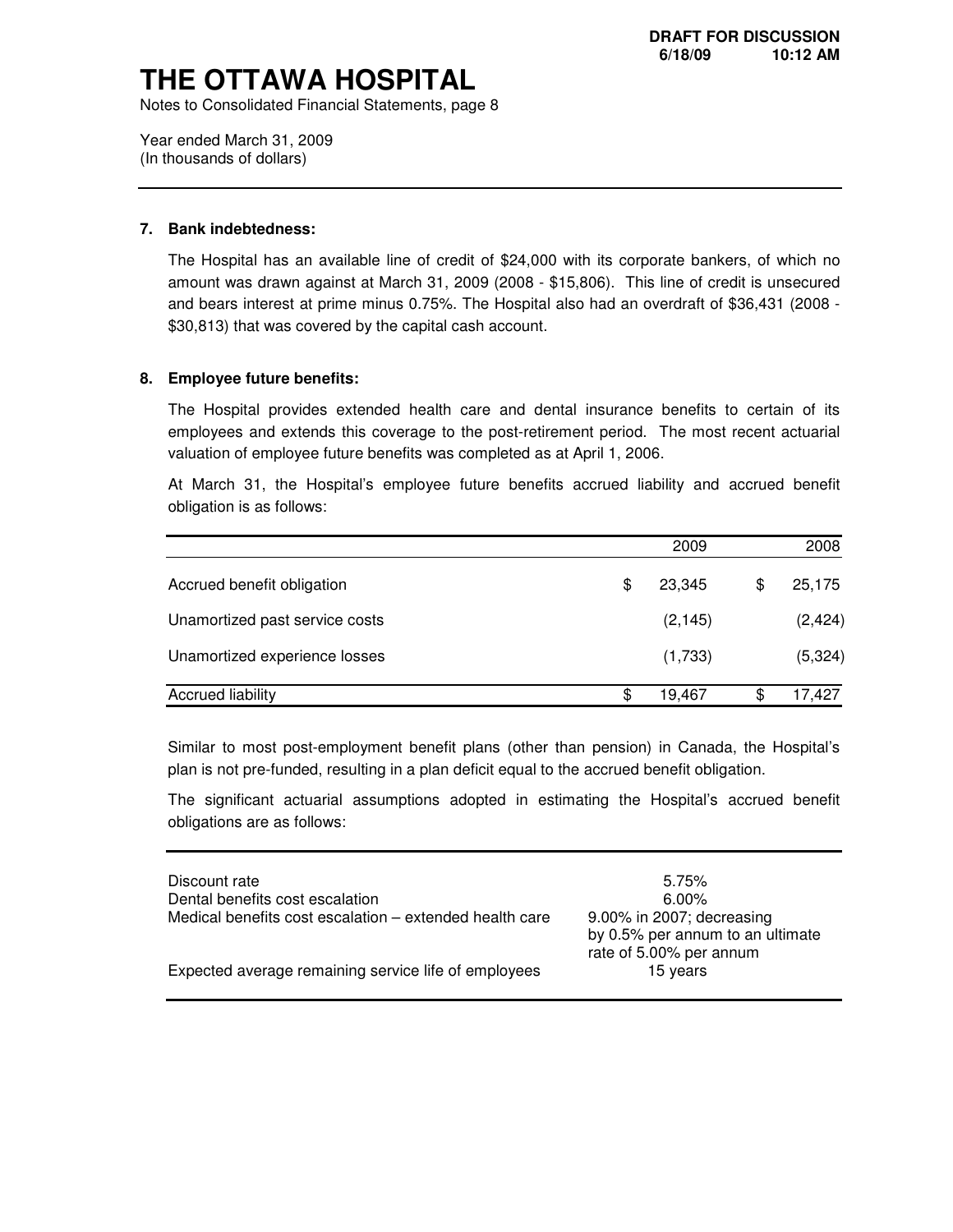**DRAFT FOR DISCUSSION**
**6/18/09 10:12 AM**

# THE OTTAWA HOSPITAL

Notes to Consolidated Financial Statements, page 8

Year ended March 31, 2009
(In thousands of dollars)

---

## 7. Bank indebtedness:

The Hospital has an available line of credit of $24,000 with its corporate bankers, of which no amount was drawn against at March 31, 2009 (2008 - $15,806). This line of credit is unsecured and bears interest at prime minus 0.75%. The Hospital also had an overdraft of $36,431 (2008 - $30,813) that was covered by the capital cash account.

## 8. Employee future benefits:

The Hospital provides extended health care and dental insurance benefits to certain of its employees and extends this coverage to the post-retirement period. The most recent actuarial valuation of employee future benefits was completed as at April 1, 2006.

At March 31, the Hospital's employee future benefits accrued liability and accrued benefit obligation is as follows:

| | 2009 | 2008 |
|---|---|---|
| Accrued benefit obligation | $ 23,345 | $ 25,175 |
| Unamortized past service costs | (2,145) | (2,424) |
| Unamortized experience losses | (1,733) | (5,324) |
| Accrued liability | $ 19,467 | $ 17,427 |

Similar to most post-employment benefit plans (other than pension) in Canada, the Hospital's plan is not pre-funded, resulting in a plan deficit equal to the accrued benefit obligation.

The significant actuarial assumptions adopted in estimating the Hospital's accrued benefit obligations are as follows:

| | |
|---|---|
| Discount rate | 5.75% |
| Dental benefits cost escalation | 6.00% |
| Medical benefits cost escalation – extended health care | 9.00% in 2007; decreasing by 0.5% per annum to an ultimate rate of 5.00% per annum |
| Expected average remaining service life of employees | 15 years |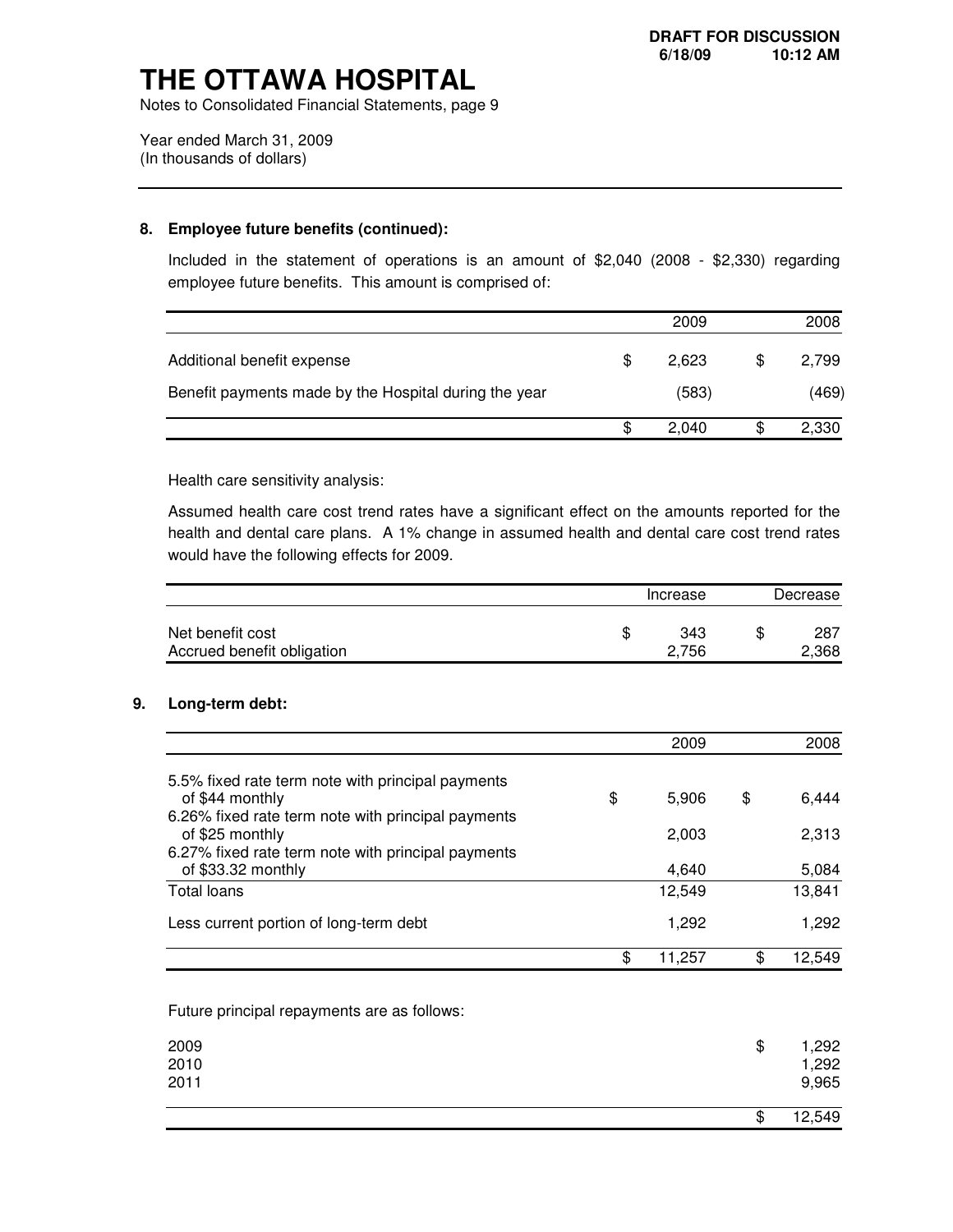# THE OTTAWA HOSPITAL

Notes to Consolidated Financial Statements, page 9

Year ended March 31, 2009
(In thousands of dollars)

---

**8. Employee future benefits (continued):**

Included in the statement of operations is an amount of $2,040 (2008 - $2,330) regarding employee future benefits. This amount is comprised of:

| | 2009 | 2008 |
|---|---|---|
| Additional benefit expense | $ 2,623 | $ 2,799 |
| Benefit payments made by the Hospital during the year | (583) | (469) |
| | $ 2,040 | $ 2,330 |

Health care sensitivity analysis:

Assumed health care cost trend rates have a significant effect on the amounts reported for the health and dental care plans. A 1% change in assumed health and dental care cost trend rates would have the following effects for 2009.

| | Increase | Decrease |
|---|---|---|
| Net benefit cost | $ 343 | $ 287 |
| Accrued benefit obligation | 2,756 | 2,368 |

**9. Long-term debt:**

| | 2009 | 2008 |
|---|---|---|
| 5.5% fixed rate term note with principal payments of $44 monthly | $ 5,906 | $ 6,444 |
| 6.26% fixed rate term note with principal payments of $25 monthly | 2,003 | 2,313 |
| 6.27% fixed rate term note with principal payments of $33.32 monthly | 4,640 | 5,084 |
| Total loans | 12,549 | 13,841 |
| Less current portion of long-term debt | 1,292 | 1,292 |
| | $ 11,257 | $ 12,549 |

Future principal repayments are as follows:

| | |
|---|---|
| 2009 | $ 1,292 |
| 2010 | 1,292 |
| 2011 | 9,965 |
| | $ 12,549 |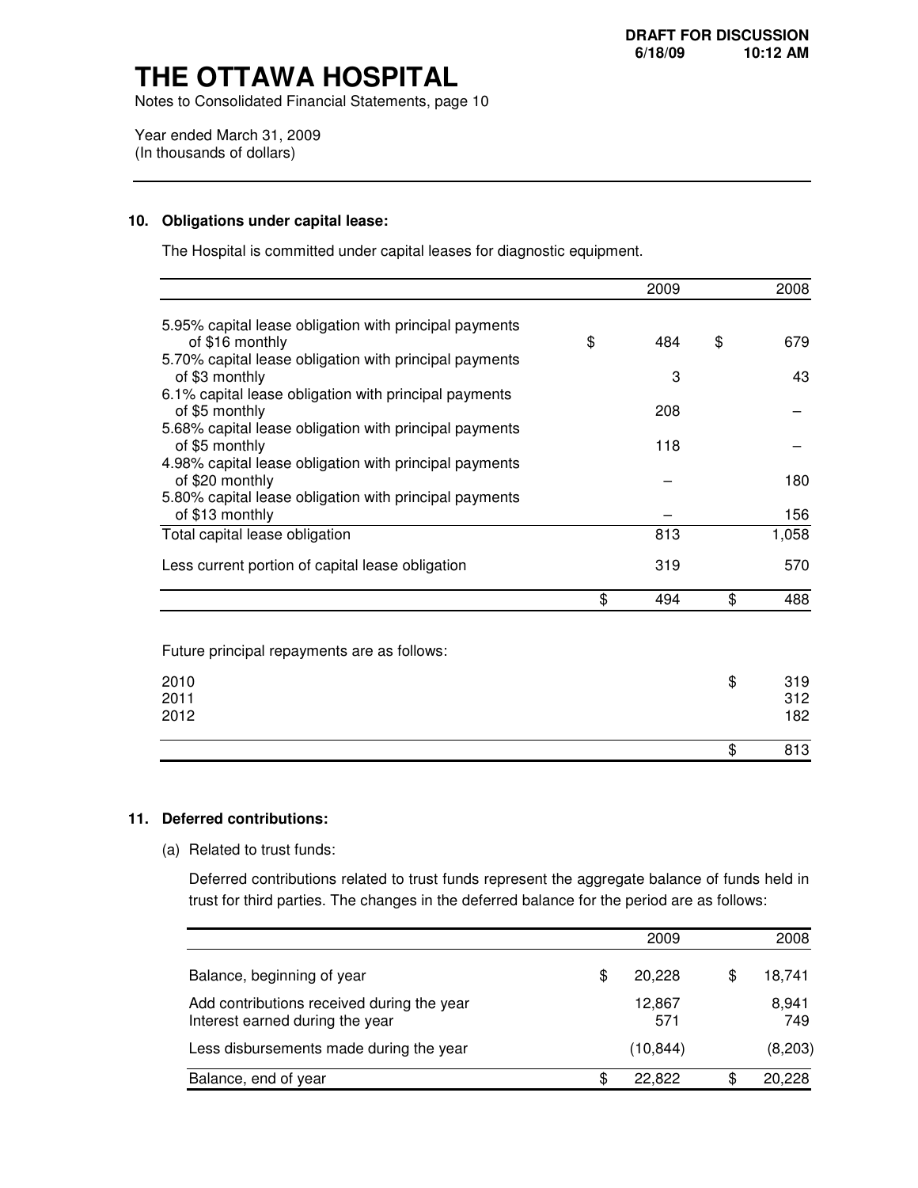# THE OTTAWA HOSPITAL

Notes to Consolidated Financial Statements, page 10

Year ended March 31, 2009
(In thousands of dollars)

## 10. Obligations under capital lease:

The Hospital is committed under capital leases for diagnostic equipment.

| | 2009 | 2008 |
|---|---|---|
| 5.95% capital lease obligation with principal payments of $16 monthly | $ 484 | $ 679 |
| 5.70% capital lease obligation with principal payments of $3 monthly | 3 | 43 |
| 6.1% capital lease obligation with principal payments of $5 monthly | 208 | – |
| 5.68% capital lease obligation with principal payments of $5 monthly | 118 | – |
| 4.98% capital lease obligation with principal payments of $20 monthly | – | 180 |
| 5.80% capital lease obligation with principal payments of $13 monthly | – | 156 |
| Total capital lease obligation | 813 | 1,058 |
| Less current portion of capital lease obligation | 319 | 570 |
| | $ 494 | $ 488 |

Future principal repayments are as follows:

| | |
|---|---|
| 2010 | $ 319 |
| 2011 | 312 |
| 2012 | 182 |
| | $ 813 |

## 11. Deferred contributions:

(a) Related to trust funds:

Deferred contributions related to trust funds represent the aggregate balance of funds held in trust for third parties. The changes in the deferred balance for the period are as follows:

| | 2009 | 2008 |
|---|---|---|
| Balance, beginning of year | $ 20,228 | $ 18,741 |
| Add contributions received during the year | 12,867 | 8,941 |
| Interest earned during the year | 571 | 749 |
| Less disbursements made during the year | (10,844) | (8,203) |
| Balance, end of year | $ 22,822 | $ 20,228 |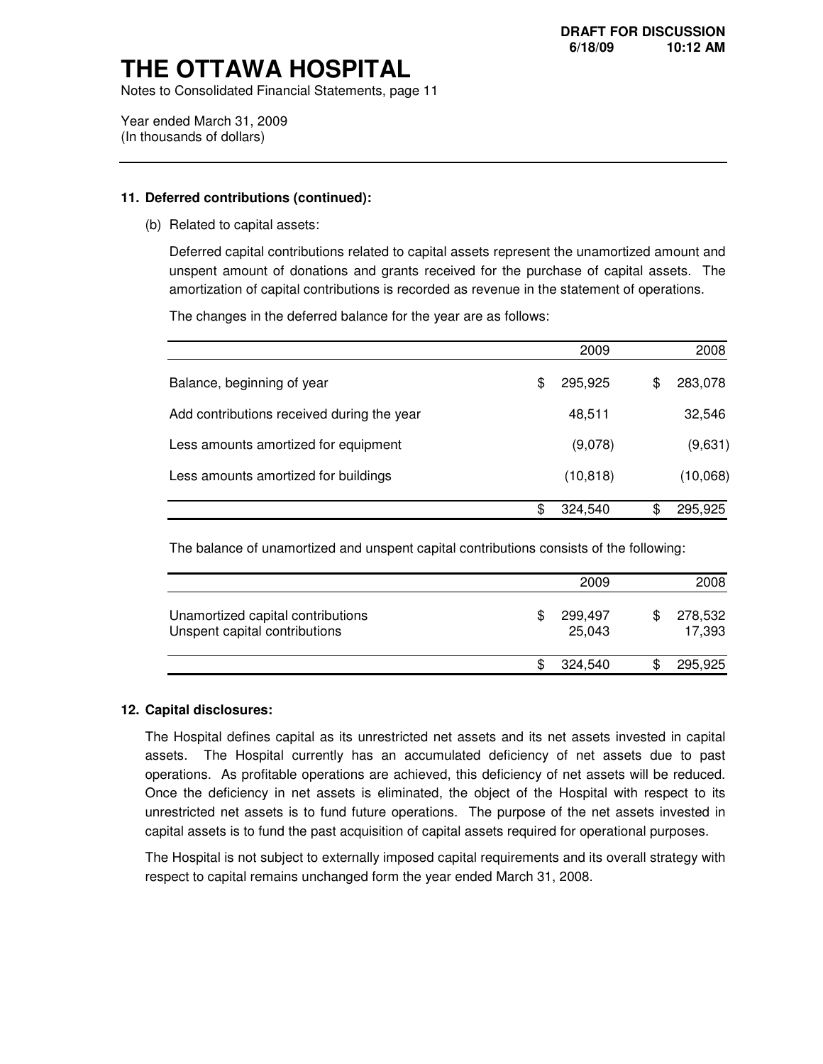# THE OTTAWA HOSPITAL

Notes to Consolidated Financial Statements

Year ended March 31, 2009
(In thousands of dollars)

## 11. Deferred contributions (continued):

(b) Related to capital assets:

Deferred capital contributions related to capital assets represent the unamortized amount and unspent amount of donations and grants received for the purchase of capital assets. The amortization of capital contributions is recorded as revenue in the statement of operations.

The changes in the deferred balance for the year are as follows:

| | 2009 | 2008 |
|---|---|---|
| Balance, beginning of year | $ 295,925 | $ 283,078 |
| Add contributions received during the year | 48,511 | 32,546 |
| Less amounts amortized for equipment | (9,078) | (9,631) |
| Less amounts amortized for buildings | (10,818) | (10,068) |
| | $ 324,540 | $ 295,925 |

The balance of unamortized and unspent capital contributions consists of the following:

| | 2009 | 2008 |
|---|---|---|
| Unamortized capital contributions | $ 299,497 | $ 278,532 |
| Unspent capital contributions | 25,043 | 17,393 |
| | $ 324,540 | $ 295,925 |

## 12. Capital disclosures:

The Hospital defines capital as its unrestricted net assets and its net assets invested in capital assets. The Hospital currently has an accumulated deficiency of net assets due to past operations. As profitable operations are achieved, this deficiency of net assets will be reduced. Once the deficiency in net assets is eliminated, the object of the Hospital with respect to its unrestricted net assets is to fund future operations. The purpose of the net assets invested in capital assets is to fund the past acquisition of capital assets required for operational purposes.

The Hospital is not subject to externally imposed capital requirements and its overall strategy with respect to capital remains unchanged form the year ended March 31, 2008.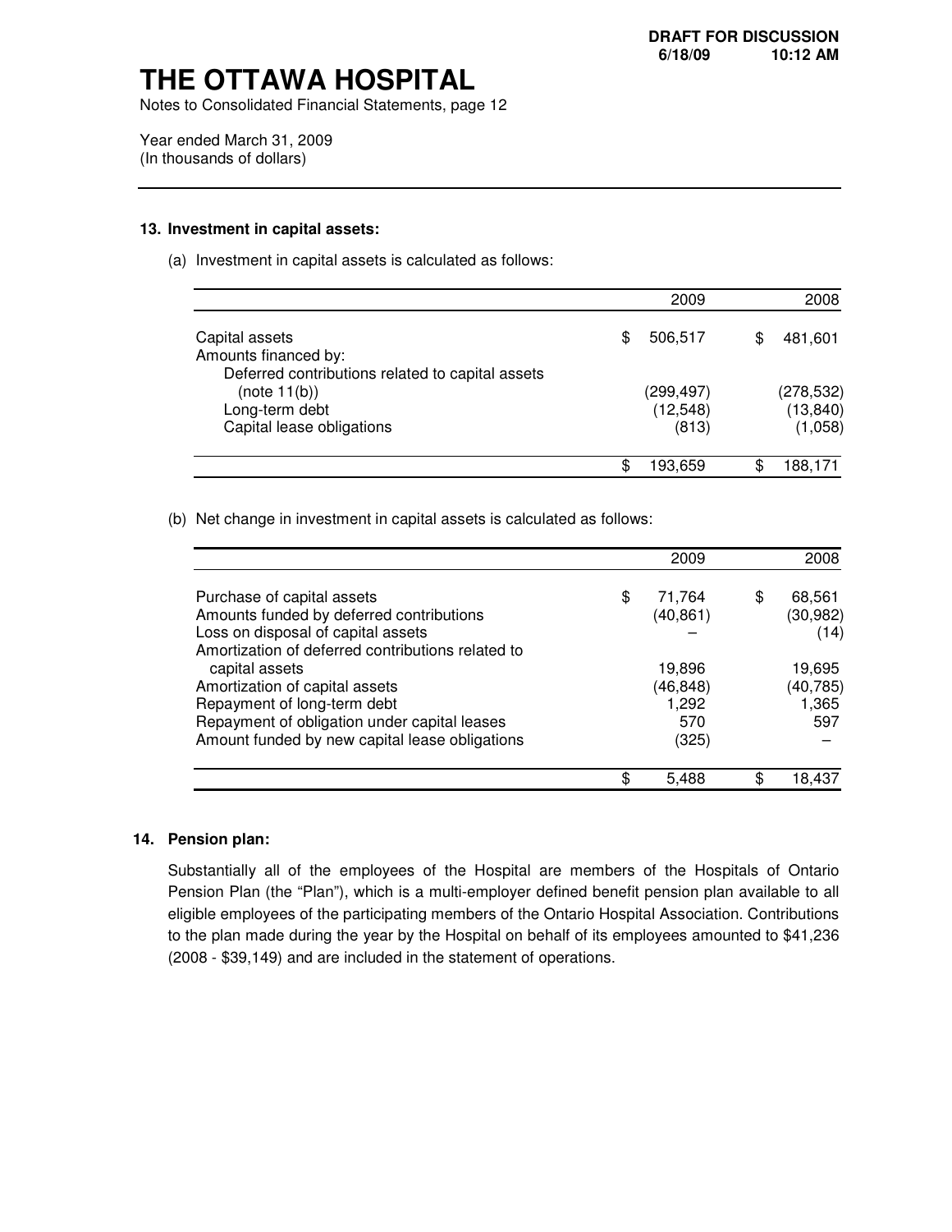# THE OTTAWA HOSPITAL

Notes to Consolidated Financial Statements

Year ended March 31, 2009
(In thousands of dollars)

## 13. Investment in capital assets:

(a) Investment in capital assets is calculated as follows:

| | 2009 | 2008 |
|---|---|---|
| Capital assets | $ 506,517 | $ 481,601 |
| Amounts financed by: | | |
| Deferred contributions related to capital assets (note 11(b)) | (299,497) | (278,532) |
| Long-term debt | (12,548) | (13,840) |
| Capital lease obligations | (813) | (1,058) |
| | $ 193,659 | $ 188,171 |

(b) Net change in investment in capital assets is calculated as follows:

| | 2009 | 2008 |
|---|---|---|
| Purchase of capital assets | $ 71,764 | $ 68,561 |
| Amounts funded by deferred contributions | (40,861) | (30,982) |
| Loss on disposal of capital assets | – | (14) |
| Amortization of deferred contributions related to capital assets | 19,896 | 19,695 |
| Amortization of capital assets | (46,848) | (40,785) |
| Repayment of long-term debt | 1,292 | 1,365 |
| Repayment of obligation under capital leases | 570 | 597 |
| Amount funded by new capital lease obligations | (325) | – |
| | $ 5,488 | $ 18,437 |

## 14. Pension plan:

Substantially all of the employees of the Hospital are members of the Hospitals of Ontario Pension Plan (the "Plan"), which is a multi-employer defined benefit pension plan available to all eligible employees of the participating members of the Ontario Hospital Association. Contributions to the plan made during the year by the Hospital on behalf of its employees amounted to $41,236 (2008 - $39,149) and are included in the statement of operations.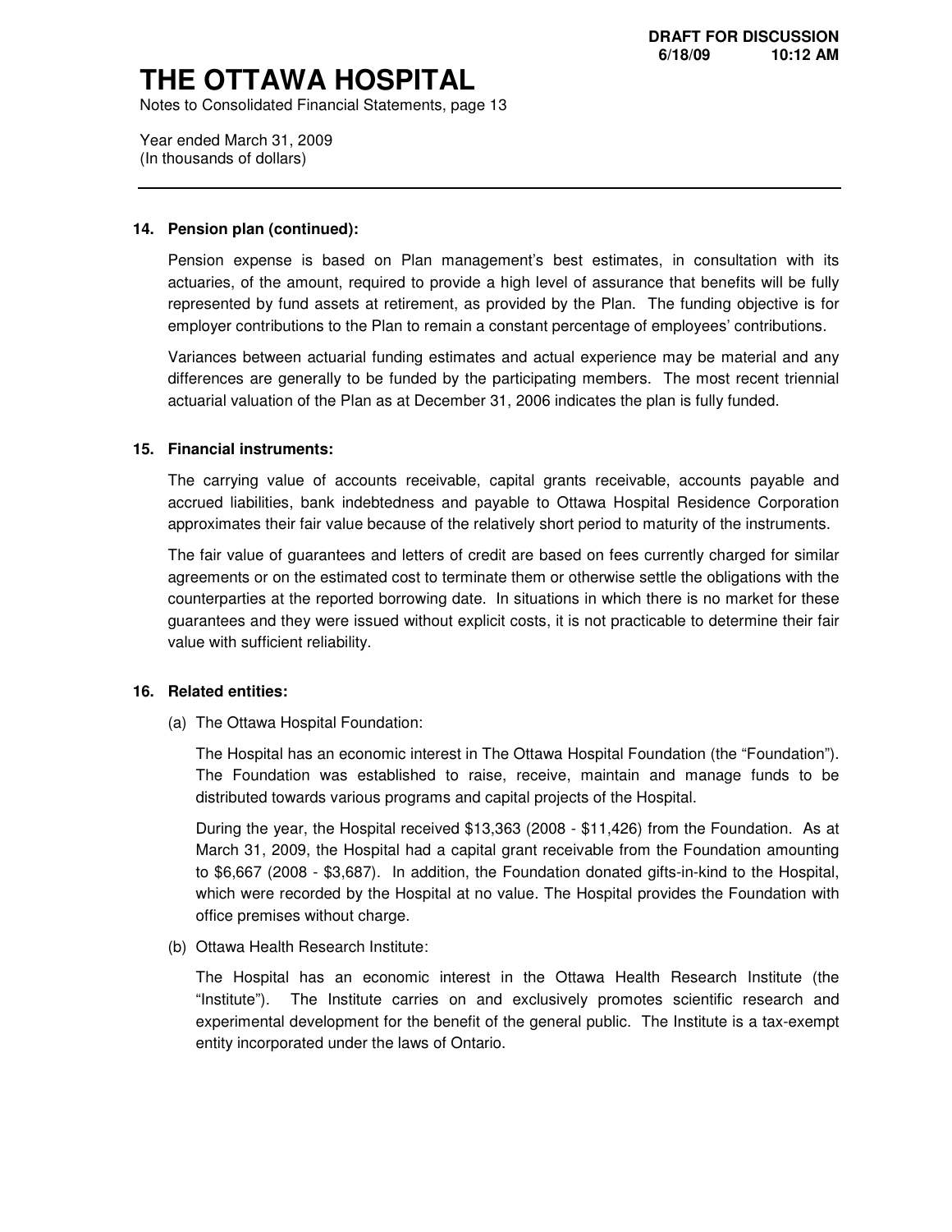**14. Pension plan (continued):**

Pension expense is based on Plan management's best estimates, in consultation with its actuaries, of the amount, required to provide a high level of assurance that benefits will be fully represented by fund assets at retirement, as provided by the Plan. The funding objective is for employer contributions to the Plan to remain a constant percentage of employees' contributions.

Variances between actuarial funding estimates and actual experience may be material and any differences are generally to be funded by the participating members. The most recent triennial actuarial valuation of the Plan as at December 31, 2006 indicates the plan is fully funded.

**15. Financial instruments:**

The carrying value of accounts receivable, capital grants receivable, accounts payable and accrued liabilities, bank indebtedness and payable to Ottawa Hospital Residence Corporation approximates their fair value because of the relatively short period to maturity of the instruments.

The fair value of guarantees and letters of credit are based on fees currently charged for similar agreements or on the estimated cost to terminate them or otherwise settle the obligations with the counterparties at the reported borrowing date. In situations in which there is no market for these guarantees and they were issued without explicit costs, it is not practicable to determine their fair value with sufficient reliability.

**16. Related entities:**

(a) The Ottawa Hospital Foundation:

The Hospital has an economic interest in The Ottawa Hospital Foundation (the "Foundation"). The Foundation was established to raise, receive, maintain and manage funds to be distributed towards various programs and capital projects of the Hospital.

During the year, the Hospital received $13,363 (2008 - $11,426) from the Foundation. As at March 31, 2009, the Hospital had a capital grant receivable from the Foundation amounting to $6,667 (2008 - $3,687). In addition, the Foundation donated gifts-in-kind to the Hospital, which were recorded by the Hospital at no value. The Hospital provides the Foundation with office premises without charge.

(b) Ottawa Health Research Institute:

The Hospital has an economic interest in the Ottawa Health Research Institute (the "Institute"). The Institute carries on and exclusively promotes scientific research and experimental development for the benefit of the general public. The Institute is a tax-exempt entity incorporated under the laws of Ontario.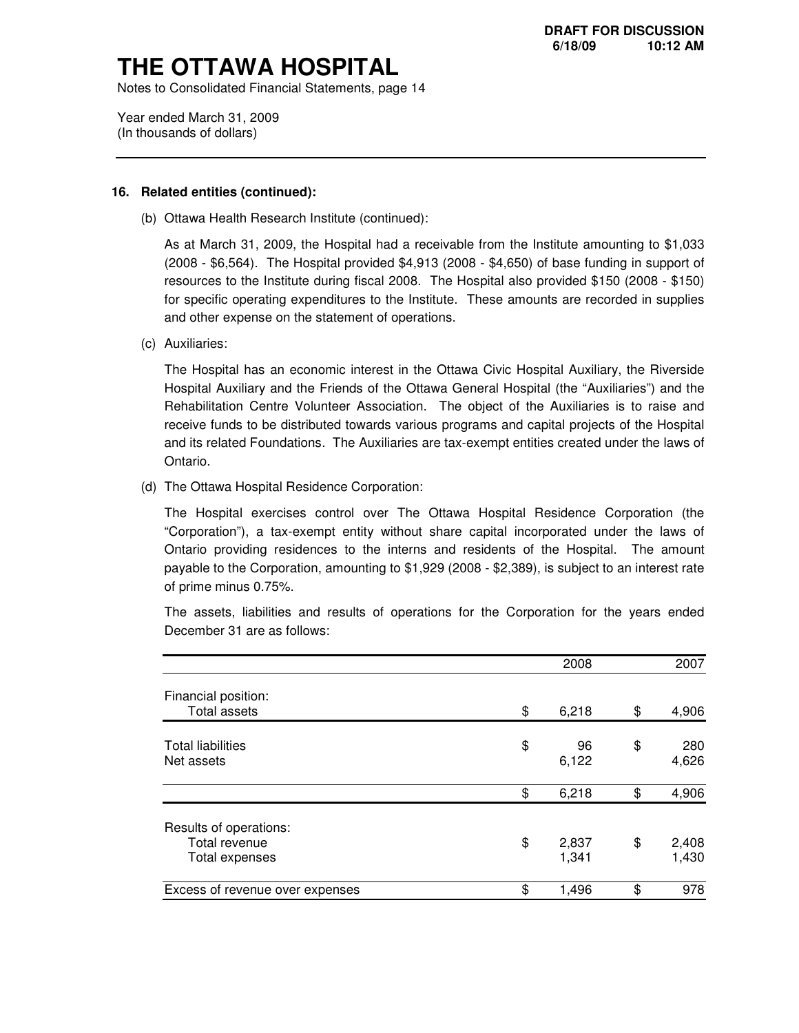# THE OTTAWA HOSPITAL

Notes to Consolidated Financial Statements, page 14

Year ended March 31, 2009
(In thousands of dollars)

---

**16. Related entities (continued):**

(b) Ottawa Health Research Institute (continued):

As at March 31, 2009, the Hospital had a receivable from the Institute amounting to $1,033 (2008 - $6,564). The Hospital provided $4,913 (2008 - $4,650) of base funding in support of resources to the Institute during fiscal 2008. The Hospital also provided $150 (2008 - $150) for specific operating expenditures to the Institute. These amounts are recorded in supplies and other expense on the statement of operations.

(c) Auxiliaries:

The Hospital has an economic interest in the Ottawa Civic Hospital Auxiliary, the Riverside Hospital Auxiliary and the Friends of the Ottawa General Hospital (the "Auxiliaries") and the Rehabilitation Centre Volunteer Association. The object of the Auxiliaries is to raise and receive funds to be distributed towards various programs and capital projects of the Hospital and its related Foundations. The Auxiliaries are tax-exempt entities created under the laws of Ontario.

(d) The Ottawa Hospital Residence Corporation:

The Hospital exercises control over The Ottawa Hospital Residence Corporation (the "Corporation"), a tax-exempt entity without share capital incorporated under the laws of Ontario providing residences to the interns and residents of the Hospital. The amount payable to the Corporation, amounting to $1,929 (2008 - $2,389), is subject to an interest rate of prime minus 0.75%.

The assets, liabilities and results of operations for the Corporation for the years ended December 31 are as follows:

| | 2008 | 2007 |
|---|---|---|
| Financial position: | | |
| Total assets | $ 6,218 | $ 4,906 |
| Total liabilities | $ 96 | $ 280 |
| Net assets | 6,122 | 4,626 |
| | $ 6,218 | $ 4,906 |
| Results of operations: | | |
| Total revenue | $ 2,837 | $ 2,408 |
| Total expenses | 1,341 | 1,430 |
| Excess of revenue over expenses | $ 1,496 | $ 978 |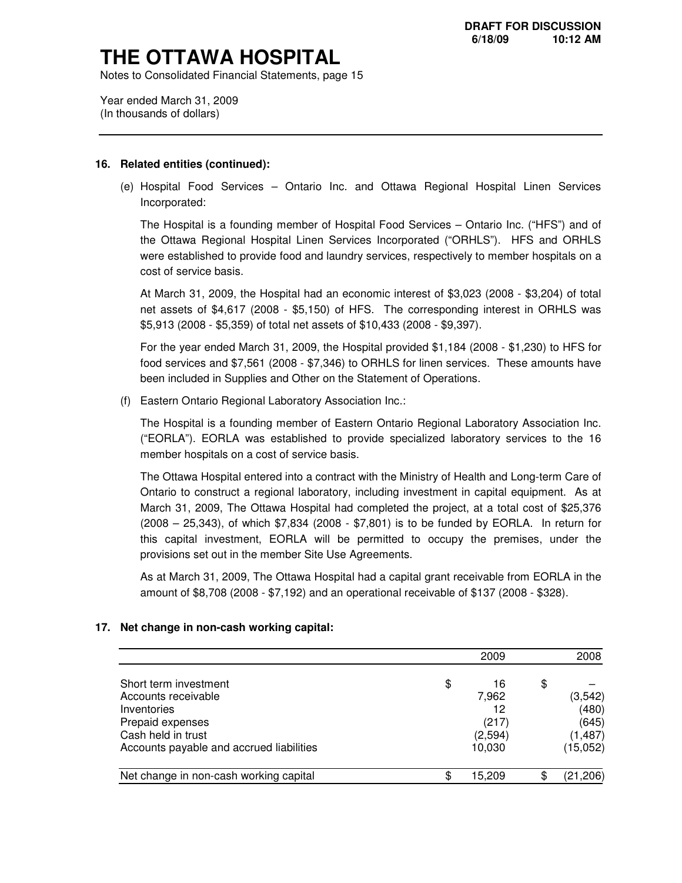**DRAFT FOR DISCUSSION**
**6/18/09 10:12 AM**

# THE OTTAWA HOSPITAL

Notes to Consolidated Financial Statements, page 15

Year ended March 31, 2009
(In thousands of dollars)

---

### 16. Related entities (continued):

(e) Hospital Food Services – Ontario Inc. and Ottawa Regional Hospital Linen Services Incorporated:

The Hospital is a founding member of Hospital Food Services – Ontario Inc. ("HFS") and of the Ottawa Regional Hospital Linen Services Incorporated ("ORHLS"). HFS and ORHLS were established to provide food and laundry services, respectively to member hospitals on a cost of service basis.

At March 31, 2009, the Hospital had an economic interest of $3,023 (2008 - $3,204) of total net assets of $4,617 (2008 - $5,150) of HFS. The corresponding interest in ORHLS was $5,913 (2008 - $5,359) of total net assets of $10,433 (2008 - $9,397).

For the year ended March 31, 2009, the Hospital provided $1,184 (2008 - $1,230) to HFS for food services and $7,561 (2008 - $7,346) to ORHLS for linen services. These amounts have been included in Supplies and Other on the Statement of Operations.

(f) Eastern Ontario Regional Laboratory Association Inc.:

The Hospital is a founding member of Eastern Ontario Regional Laboratory Association Inc. ("EORLA"). EORLA was established to provide specialized laboratory services to the 16 member hospitals on a cost of service basis.

The Ottawa Hospital entered into a contract with the Ministry of Health and Long-term Care of Ontario to construct a regional laboratory, including investment in capital equipment. As at March 31, 2009, The Ottawa Hospital had completed the project, at a total cost of $25,376 (2008 – 25,343), of which $7,834 (2008 - $7,801) is to be funded by EORLA. In return for this capital investment, EORLA will be permitted to occupy the premises, under the provisions set out in the member Site Use Agreements.

As at March 31, 2009, The Ottawa Hospital had a capital grant receivable from EORLA in the amount of $8,708 (2008 - $7,192) and an operational receivable of $137 (2008 - $328).

### 17. Net change in non-cash working capital:

| | 2009 | 2008 |
|---|---|---|
| Short term investment | $ 16 | $ – |
| Accounts receivable | 7,962 | (3,542) |
| Inventories | 12 | (480) |
| Prepaid expenses | (217) | (645) |
| Cash held in trust | (2,594) | (1,487) |
| Accounts payable and accrued liabilities | 10,030 | (15,052) |
| Net change in non-cash working capital | $ 15,209 | $ (21,206) |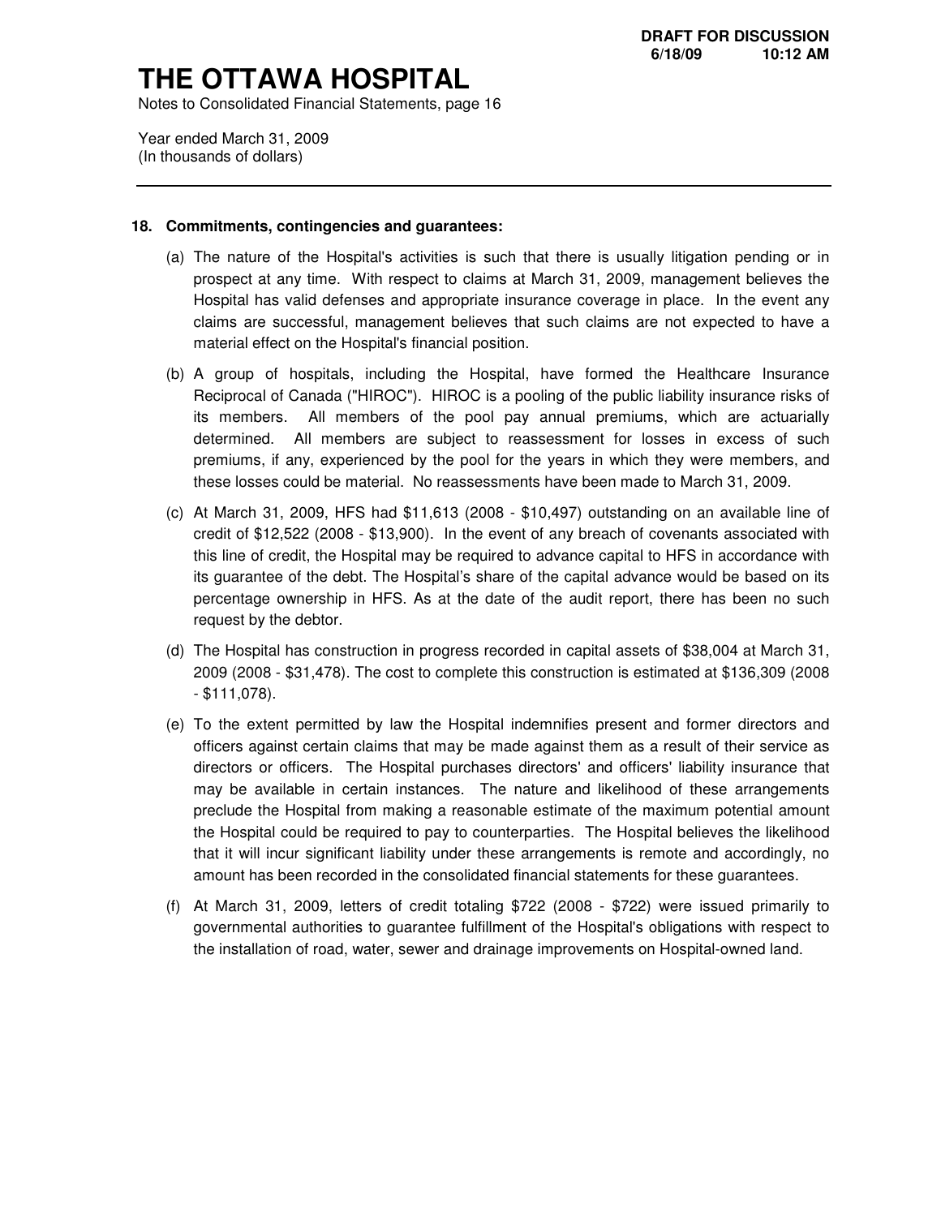# THE OTTAWA HOSPITAL

Notes to Consolidated Financial Statements, page 16

Year ended March 31, 2009
(In thousands of dollars)

---

**18. Commitments, contingencies and guarantees:**

(a) The nature of the Hospital's activities is such that there is usually litigation pending or in prospect at any time. With respect to claims at March 31, 2009, management believes the Hospital has valid defenses and appropriate insurance coverage in place. In the event any claims are successful, management believes that such claims are not expected to have a material effect on the Hospital's financial position.

(b) A group of hospitals, including the Hospital, have formed the Healthcare Insurance Reciprocal of Canada ("HIROC"). HIROC is a pooling of the public liability insurance risks of its members. All members of the pool pay annual premiums, which are actuarially determined. All members are subject to reassessment for losses in excess of such premiums, if any, experienced by the pool for the years in which they were members, and these losses could be material. No reassessments have been made to March 31, 2009.

(c) At March 31, 2009, HFS had $11,613 (2008 - $10,497) outstanding on an available line of credit of $12,522 (2008 - $13,900). In the event of any breach of covenants associated with this line of credit, the Hospital may be required to advance capital to HFS in accordance with its guarantee of the debt. The Hospital's share of the capital advance would be based on its percentage ownership in HFS. As at the date of the audit report, there has been no such request by the debtor.

(d) The Hospital has construction in progress recorded in capital assets of $38,004 at March 31, 2009 (2008 - $31,478). The cost to complete this construction is estimated at $136,309 (2008 - $111,078).

(e) To the extent permitted by law the Hospital indemnifies present and former directors and officers against certain claims that may be made against them as a result of their service as directors or officers. The Hospital purchases directors' and officers' liability insurance that may be available in certain instances. The nature and likelihood of these arrangements preclude the Hospital from making a reasonable estimate of the maximum potential amount the Hospital could be required to pay to counterparties. The Hospital believes the likelihood that it will incur significant liability under these arrangements is remote and accordingly, no amount has been recorded in the consolidated financial statements for these guarantees.

(f) At March 31, 2009, letters of credit totaling $722 (2008 - $722) were issued primarily to governmental authorities to guarantee fulfillment of the Hospital's obligations with respect to the installation of road, water, sewer and drainage improvements on Hospital-owned land.